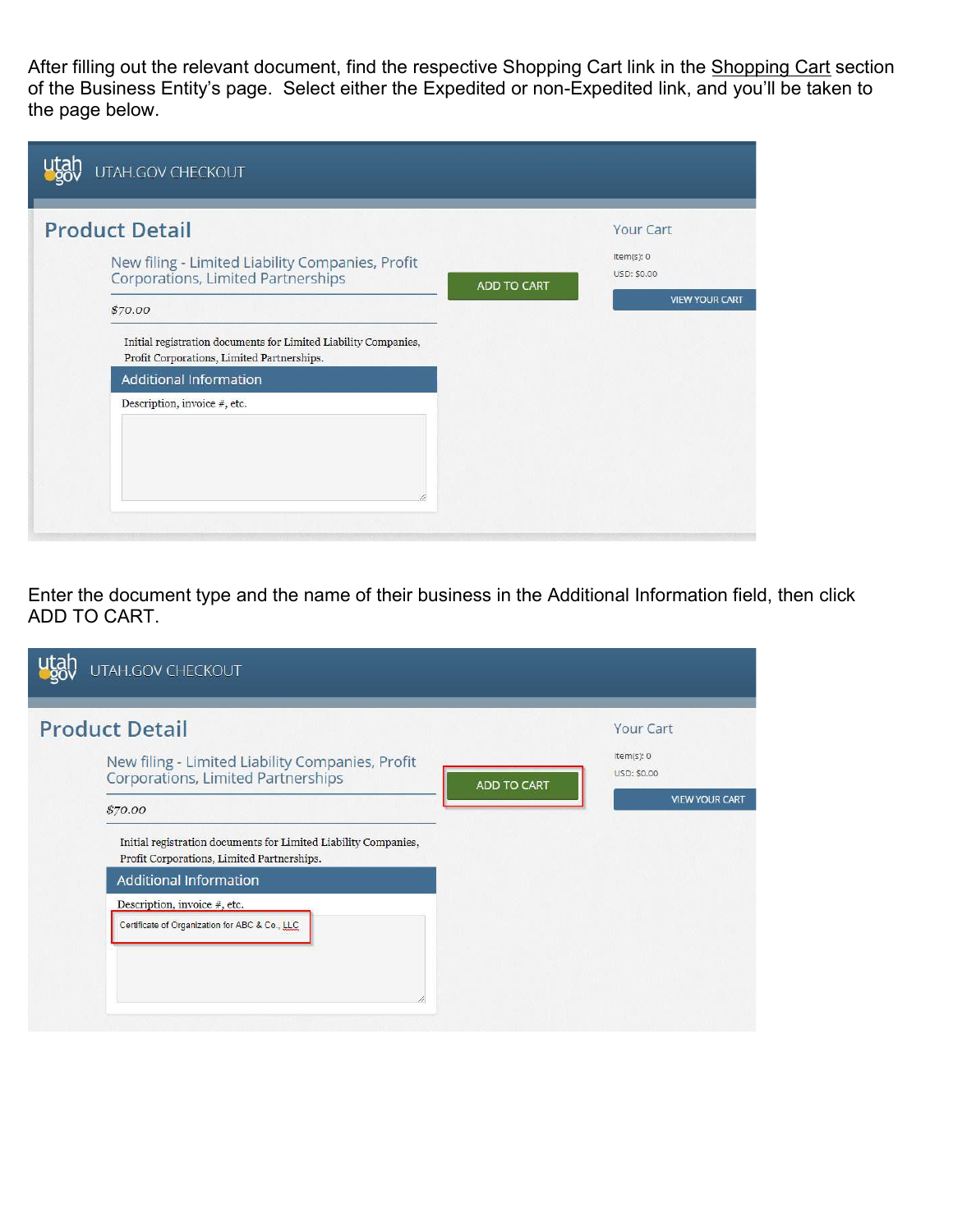After filling out the relevant document, find the respective Shopping Cart link in the Shopping Cart section of the Business Entity's page. Select either the Expedited or non-Expedited link, and you'll be taken to the page below.

UTAH.GOV CHECKOUT

Product Detail

New filing - Limited Liability Companies, Profit Corporations, Limited Partnerships

ADD TO CART

$70.00

Initial registration documents for Limited Liability Companies, Profit Corporations, Limited Partnerships.

Additional Information

Description, invoice #, etc.

Your Cart

Item(s): 0

USD: $0.00

VIEW YOUR CART

Enter the document type and the name of their business in the Additional Information field, then click ADD TO CART.

UTAH.GOV CHECKOUT

Product Detail

New filing - Limited Liability Companies, Profit Corporations, Limited Partnerships

ADD TO CART

$70.00

Initial registration documents for Limited Liability Companies, Profit Corporations, Limited Partnerships.

Additional Information

Description, invoice #, etc.

Certificate of Organization for ABC & Co., LLC

Your Cart

Item(s): 0

USD: $0.00

VIEW YOUR CART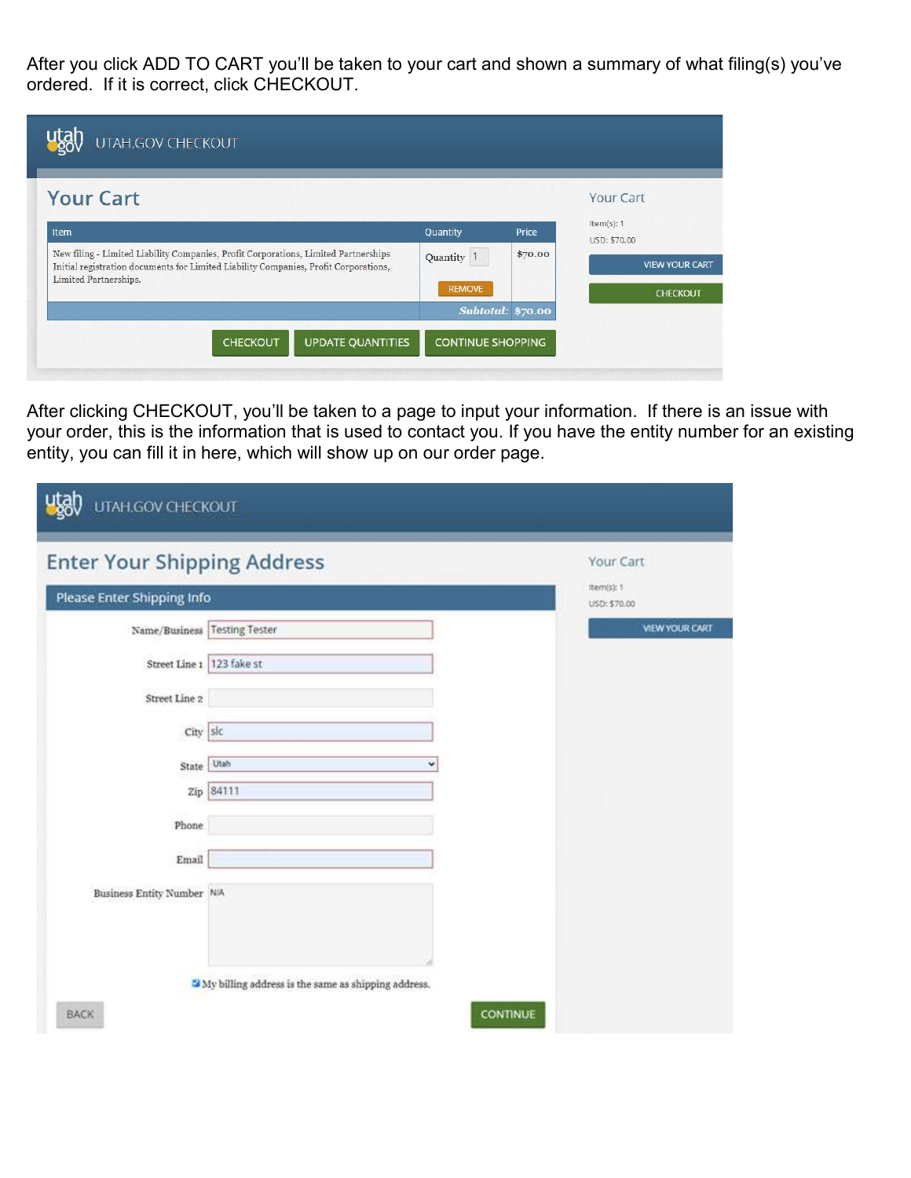After you click ADD TO CART you'll be taken to your cart and shown a summary of what filing(s) you've ordered. If it is correct, click CHECKOUT.

UTAH.GOV CHECKOUT

## Your Cart

| Item | Quantity | Price |
|---|---|---|
| New filing - Limited Liability Companies, Profit Corporations, Limited Partnerships Initial registration documents for Limited Liability Companies, Profit Corporations, Limited Partnerships. | Quantity 1 REMOVE | $70.00 |
| | *Subtotal:* | $70.00 |

CHECKOUT | UPDATE QUANTITIES | CONTINUE SHOPPING

Your Cart
Item(s): 1
USD: $70.00
VIEW YOUR CART
CHECKOUT

After clicking CHECKOUT, you'll be taken to a page to input your information. If there is an issue with your order, this is the information that is used to contact you. If you have the entity number for an existing entity, you can fill it in here, which will show up on our order page.

UTAH.GOV CHECKOUT

## Enter Your Shipping Address

Please Enter Shipping Info

- Name/Business: Testing Tester
- Street Line 1: 123 fake st
- Street Line 2:
- City: slc
- State: Utah
- Zip: 84111
- Phone:
- Email:
- Business Entity Number: N/A

☑ My billing address is the same as shipping address.

BACK | CONTINUE

Your Cart
Item(s): 1
USD: $70.00
VIEW YOUR CART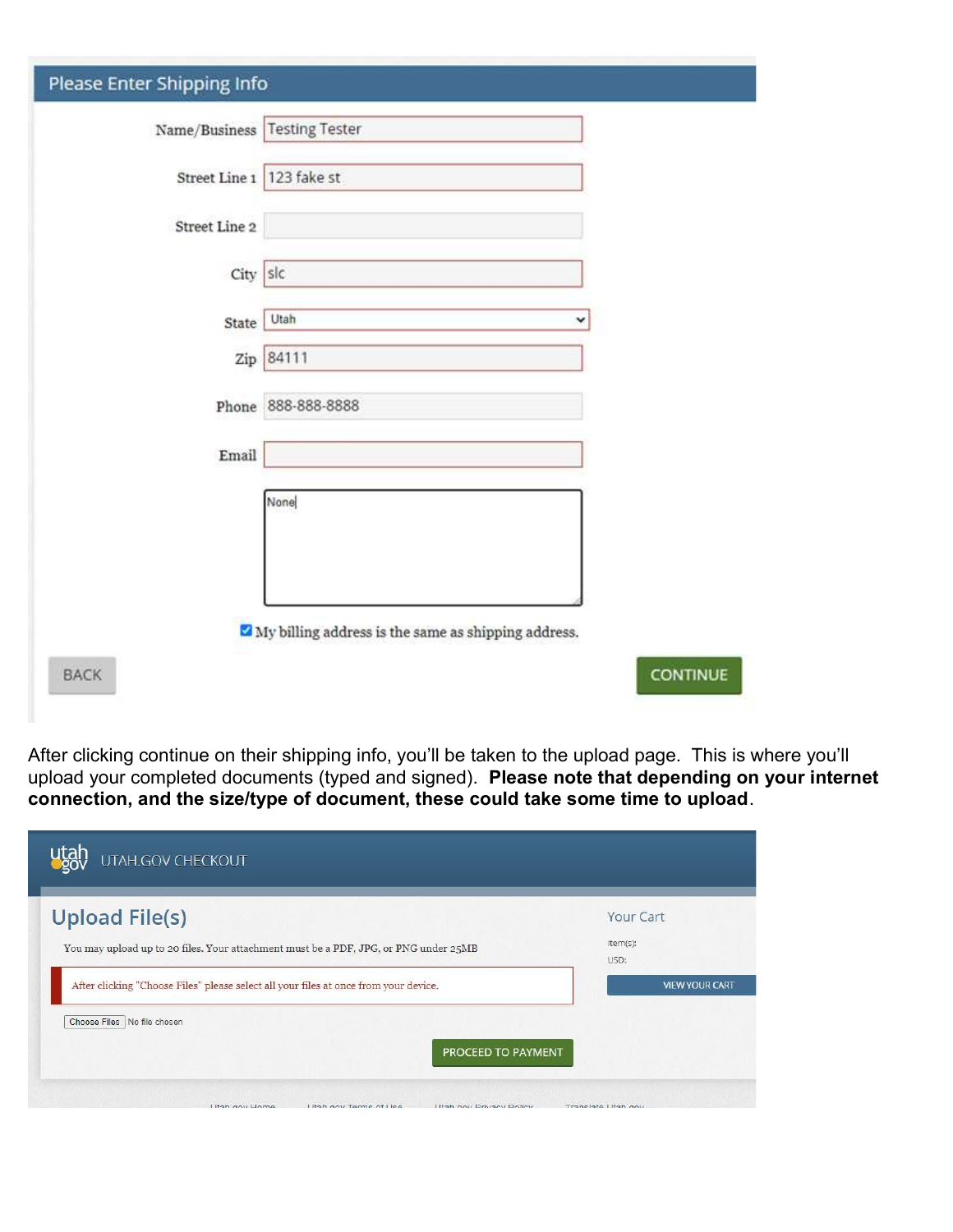**Please Enter Shipping Info**

Name/Business: Testing Tester

Street Line 1: 123 fake st

Street Line 2:

City: slc

State: Utah

Zip: 84111

Phone: 888-888-8888

Email:

None

☑ My billing address is the same as shipping address.

BACK | CONTINUE

After clicking continue on their shipping info, you'll be taken to the upload page. This is where you'll upload your completed documents (typed and signed). **Please note that depending on your internet connection, and the size/type of document, these could take some time to upload**.

utah gov UTAH.GOV CHECKOUT

**Upload File(s)**

You may upload up to 20 files. Your attachment must be a PDF, JPG, or PNG under 25MB

After clicking "Choose Files" please select all your files at once from your device.

Choose Files No file chosen

PROCEED TO PAYMENT

Your Cart

Item(s):

USD:

VIEW YOUR CART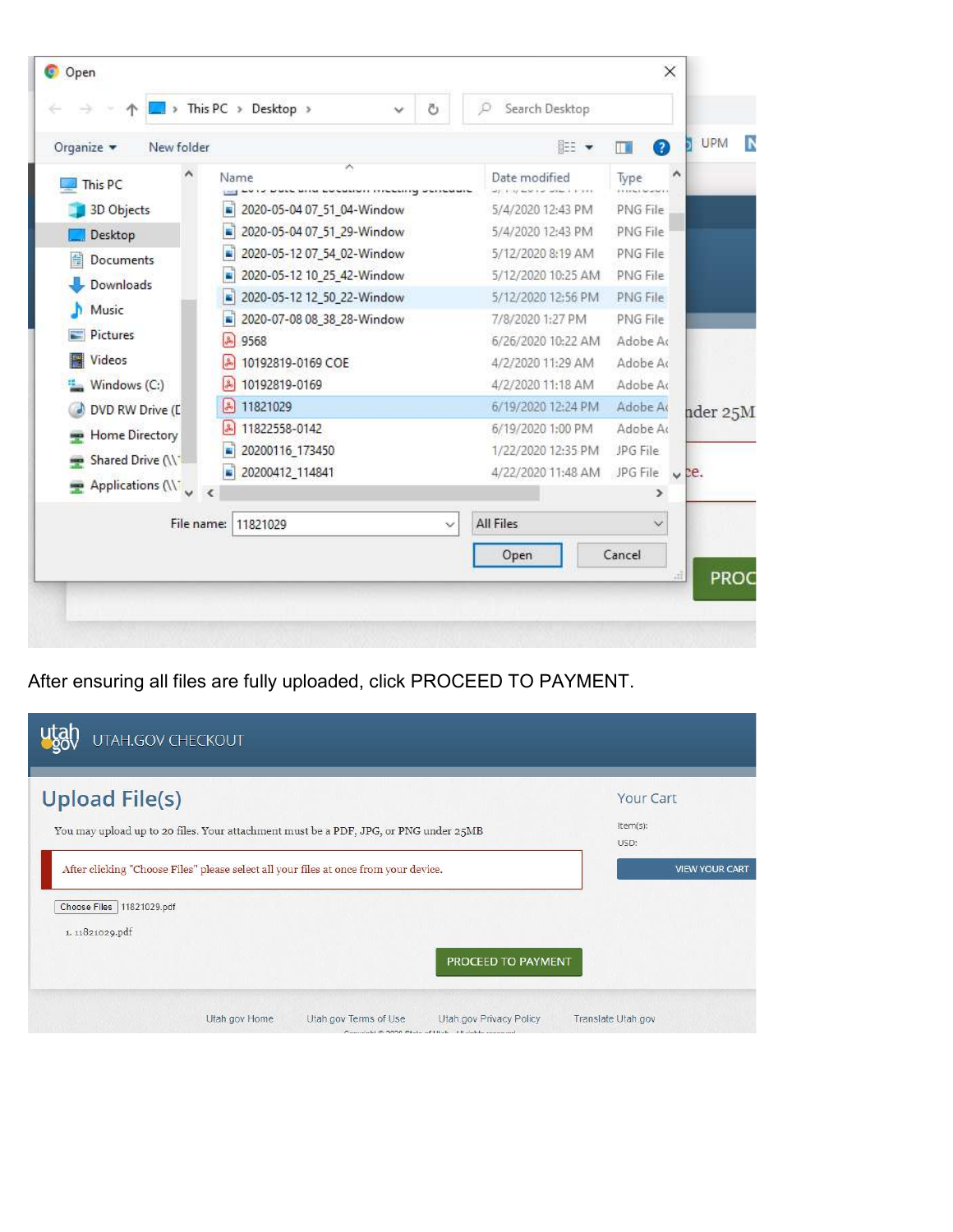After ensuring all files are fully uploaded, click PROCEED TO PAYMENT.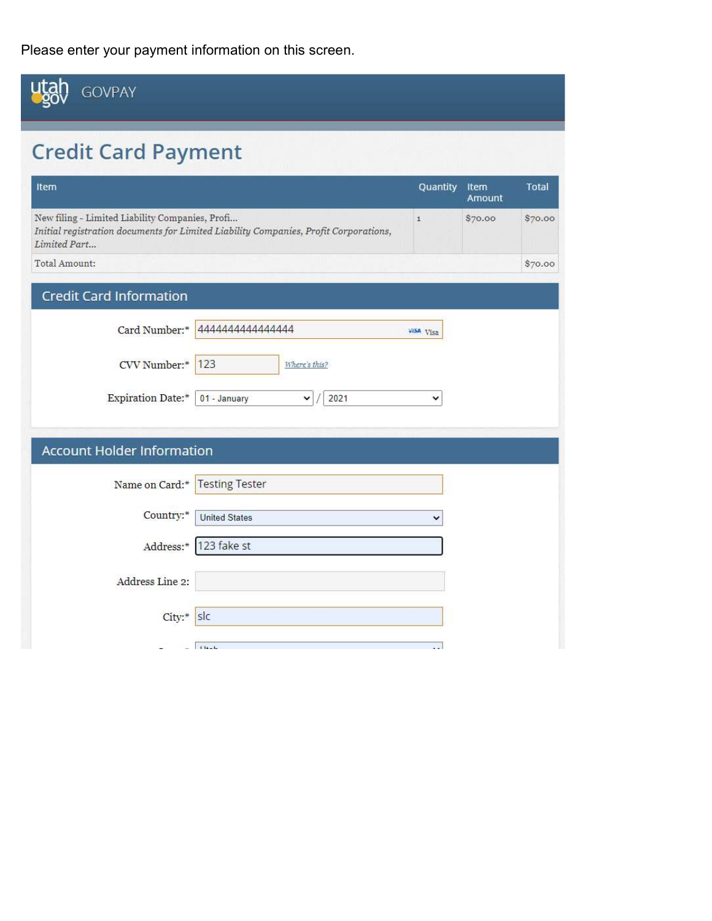Please enter your payment information on this screen.

utah gov GOVPAY

# Credit Card Payment

| Item | Quantity | Item Amount | Total |
|---|---|---|---|
| New filing - Limited Liability Companies, Profi... *Initial registration documents for Limited Liability Companies, Profit Corporations, Limited Part...* | 1 | $70.00 | $70.00 |
| Total Amount: | | | $70.00 |

## Credit Card Information

Card Number:* 4444444444444444 VISA Visa

CVV Number:* 123 *Where's this?*

Expiration Date:* 01 - January / 2021

## Account Holder Information

Name on Card:* Testing Tester

Country:* United States

Address:* 123 fake st

Address Line 2:

City:* slc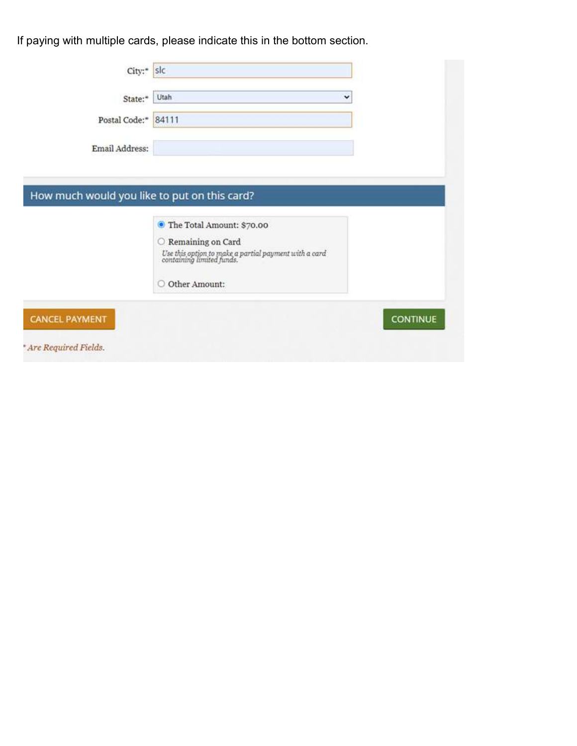If paying with multiple cards, please indicate this in the bottom section.

City:* slc

State:* Utah

Postal Code:* 84111

Email Address:

## How much would you like to put on this card?

- (●) The Total Amount: $70.00
- ( ) Remaining on Card
  *Use this option to make a partial payment with a card containing limited funds.*
- ( ) Other Amount:

CANCEL PAYMENT　　CONTINUE

** Are Required Fields.*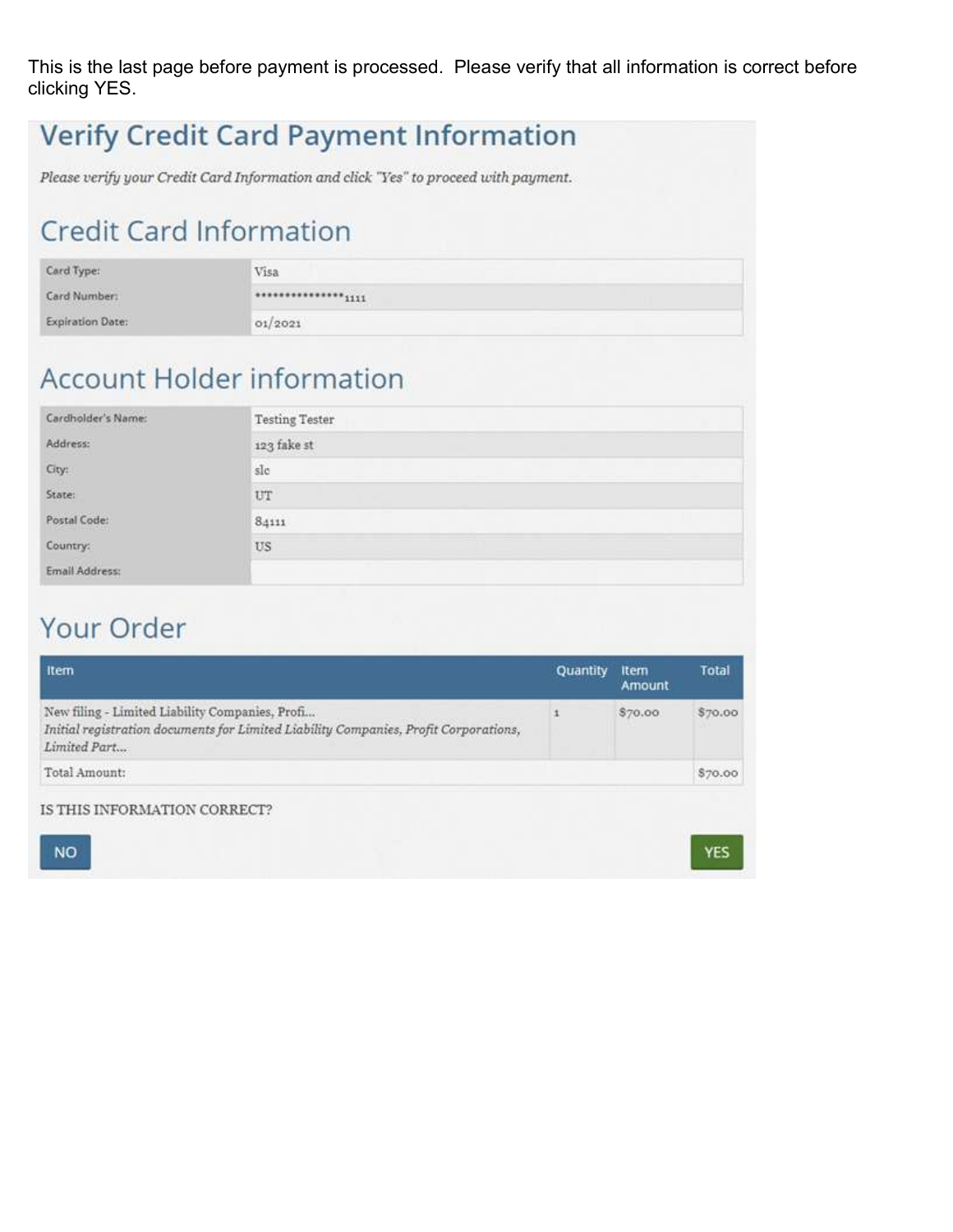This is the last page before payment is processed. Please verify that all information is correct before clicking YES.

# Verify Credit Card Payment Information

*Please verify your Credit Card Information and click "Yes" to proceed with payment.*

## Credit Card Information

| | |
|---|---|
| Card Type: | Visa |
| Card Number: | ***************1111 |
| Expiration Date: | 01/2021 |

## Account Holder information

| | |
|---|---|
| Cardholder's Name: | Testing Tester |
| Address: | 123 fake st |
| City: | slc |
| State: | UT |
| Postal Code: | 84111 |
| Country: | US |
| Email Address: | |

## Your Order

| Item | Quantity | Item Amount | Total |
|---|---|---|---|
| New filing - Limited Liability Companies, Profi... *Initial registration documents for Limited Liability Companies, Profit Corporations, Limited Part...* | 1 | $70.00 | $70.00 |
| Total Amount: | | | $70.00 |

IS THIS INFORMATION CORRECT?

NO

YES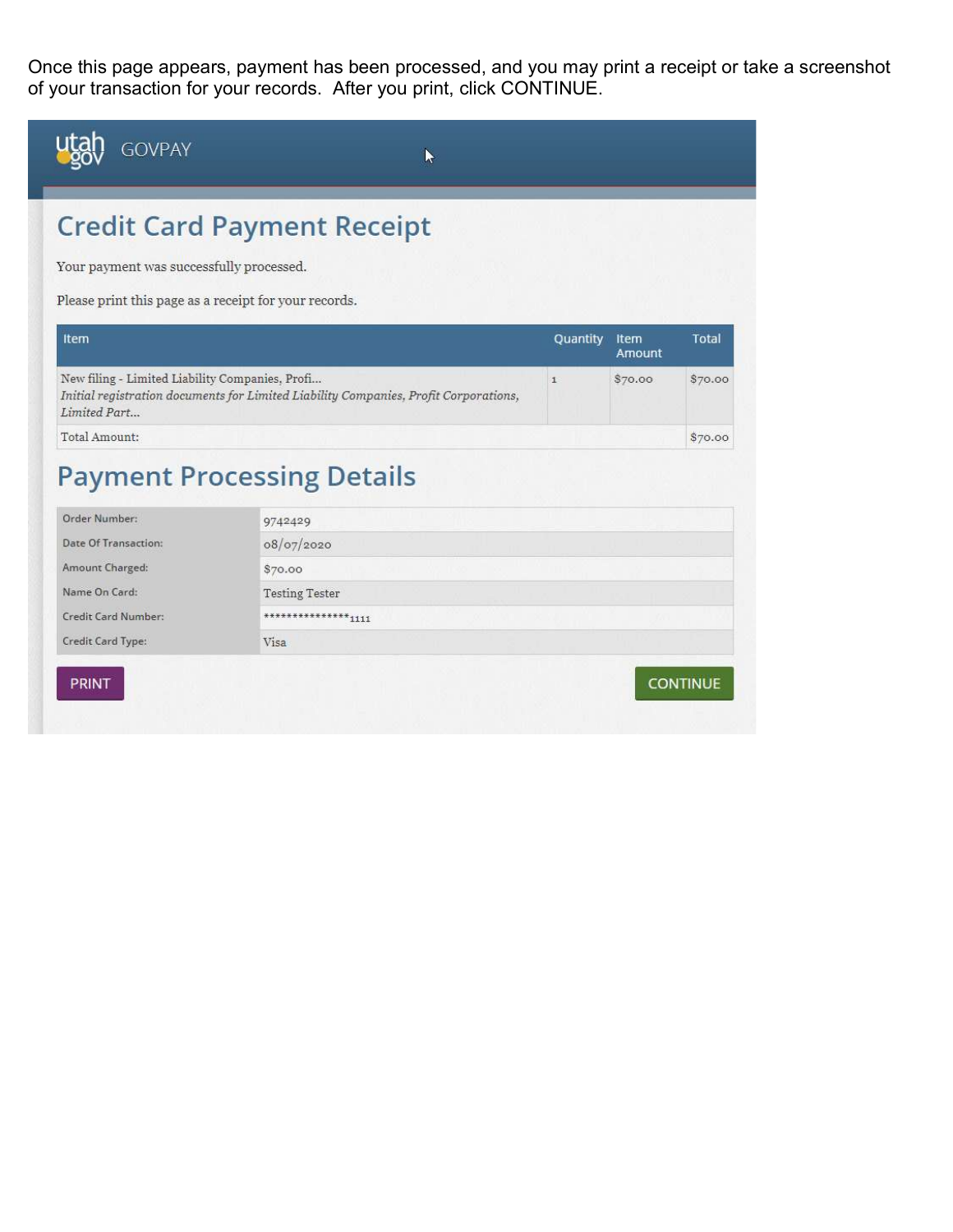Once this page appears, payment has been processed, and you may print a receipt or take a screenshot of your transaction for your records. After you print, click CONTINUE.

utah gov GOVPAY

# Credit Card Payment Receipt

Your payment was successfully processed.

Please print this page as a receipt for your records.

| Item | Quantity | Item Amount | Total |
|---|---|---|---|
| New filing - Limited Liability Companies, Profi... *Initial registration documents for Limited Liability Companies, Profit Corporations, Limited Part...* | 1 | $70.00 | $70.00 |
| Total Amount: | | | $70.00 |

# Payment Processing Details

| | |
|---|---|
| Order Number: | 9742429 |
| Date Of Transaction: | 08/07/2020 |
| Amount Charged: | $70.00 |
| Name On Card: | Testing Tester |
| Credit Card Number: | ***************1111 |
| Credit Card Type: | Visa |

PRINT

CONTINUE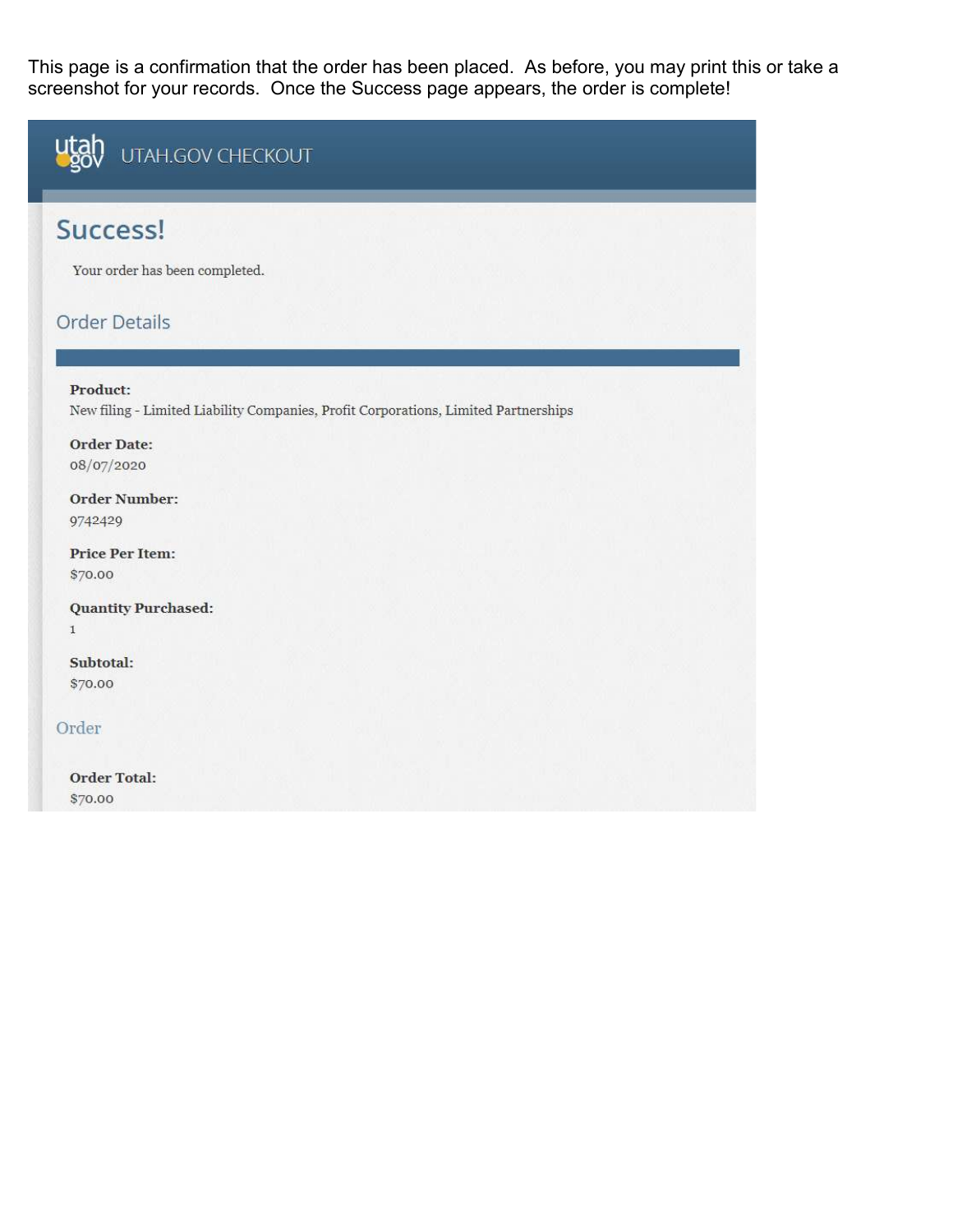This page is a confirmation that the order has been placed. As before, you may print this or take a screenshot for your records. Once the Success page appears, the order is complete!

UTAH.GOV CHECKOUT

## Success!

Your order has been completed.

### Order Details

**Product:**
New filing - Limited Liability Companies, Profit Corporations, Limited Partnerships

**Order Date:**
08/07/2020

**Order Number:**
9742429

**Price Per Item:**
$70.00

**Quantity Purchased:**
1

**Subtotal:**
$70.00

### Order

**Order Total:**
$70.00